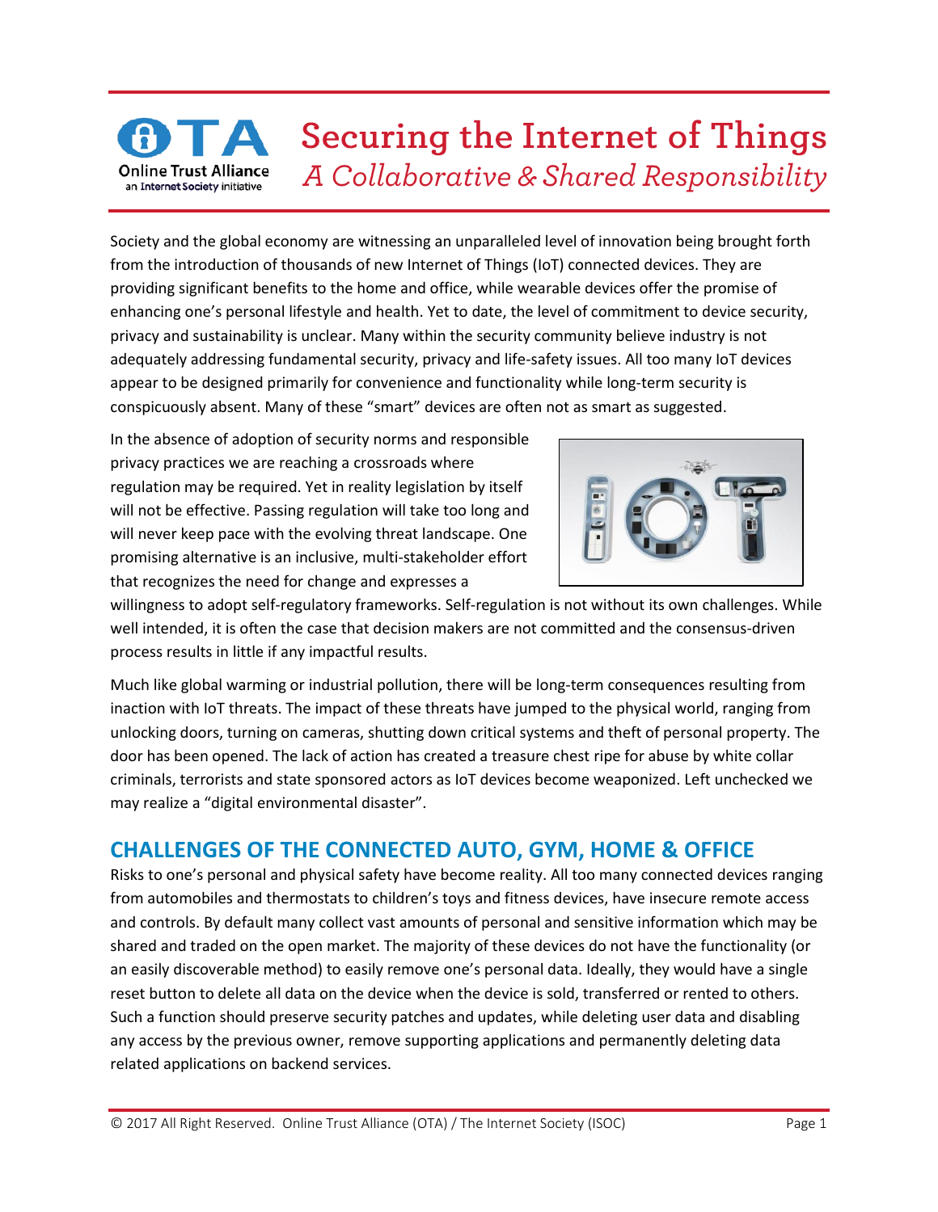# Securing the Internet of Things
## *A Collaborative & Shared Responsibility*

Society and the global economy are witnessing an unparalleled level of innovation being brought forth from the introduction of thousands of new Internet of Things (IoT) connected devices. They are providing significant benefits to the home and office, while wearable devices offer the promise of enhancing one's personal lifestyle and health. Yet to date, the level of commitment to device security, privacy and sustainability is unclear. Many within the security community believe industry is not adequately addressing fundamental security, privacy and life-safety issues. All too many IoT devices appear to be designed primarily for convenience and functionality while long-term security is conspicuously absent. Many of these "smart" devices are often not as smart as suggested.

In the absence of adoption of security norms and responsible privacy practices we are reaching a crossroads where regulation may be required. Yet in reality legislation by itself will not be effective. Passing regulation will take too long and will never keep pace with the evolving threat landscape. One promising alternative is an inclusive, multi-stakeholder effort that recognizes the need for change and expresses a willingness to adopt self-regulatory frameworks. Self-regulation is not without its own challenges. While well intended, it is often the case that decision makers are not committed and the consensus-driven process results in little if any impactful results.

Much like global warming or industrial pollution, there will be long-term consequences resulting from inaction with IoT threats. The impact of these threats have jumped to the physical world, ranging from unlocking doors, turning on cameras, shutting down critical systems and theft of personal property. The door has been opened. The lack of action has created a treasure chest ripe for abuse by white collar criminals, terrorists and state sponsored actors as IoT devices become weaponized. Left unchecked we may realize a "digital environmental disaster".

## CHALLENGES OF THE CONNECTED AUTO, GYM, HOME & OFFICE

Risks to one's personal and physical safety have become reality. All too many connected devices ranging from automobiles and thermostats to children's toys and fitness devices, have insecure remote access and controls. By default many collect vast amounts of personal and sensitive information which may be shared and traded on the open market. The majority of these devices do not have the functionality (or an easily discoverable method) to easily remove one's personal data. Ideally, they would have a single reset button to delete all data on the device when the device is sold, transferred or rented to others. Such a function should preserve security patches and updates, while deleting user data and disabling any access by the previous owner, remove supporting applications and permanently deleting data related applications on backend services.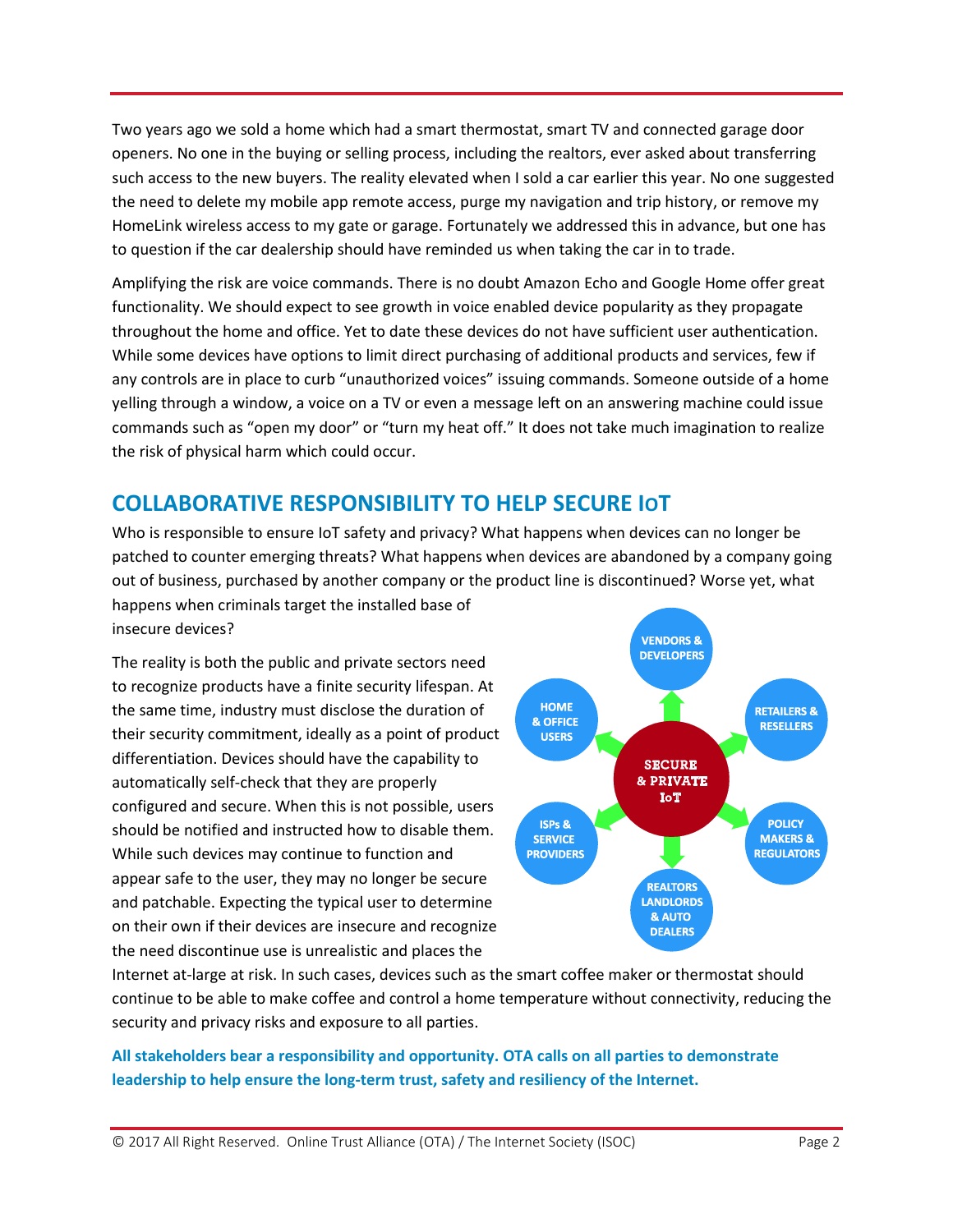Two years ago we sold a home which had a smart thermostat, smart TV and connected garage door openers. No one in the buying or selling process, including the realtors, ever asked about transferring such access to the new buyers. The reality elevated when I sold a car earlier this year. No one suggested the need to delete my mobile app remote access, purge my navigation and trip history, or remove my HomeLink wireless access to my gate or garage. Fortunately we addressed this in advance, but one has to question if the car dealership should have reminded us when taking the car in to trade.

Amplifying the risk are voice commands. There is no doubt Amazon Echo and Google Home offer great functionality. We should expect to see growth in voice enabled device popularity as they propagate throughout the home and office. Yet to date these devices do not have sufficient user authentication. While some devices have options to limit direct purchasing of additional products and services, few if any controls are in place to curb "unauthorized voices" issuing commands. Someone outside of a home yelling through a window, a voice on a TV or even a message left on an answering machine could issue commands such as "open my door" or "turn my heat off." It does not take much imagination to realize the risk of physical harm which could occur.

## COLLABORATIVE RESPONSIBILITY TO HELP SECURE IoT

Who is responsible to ensure IoT safety and privacy? What happens when devices can no longer be patched to counter emerging threats? What happens when devices are abandoned by a company going out of business, purchased by another company or the product line is discontinued? Worse yet, what happens when criminals target the installed base of insecure devices?

The reality is both the public and private sectors need to recognize products have a finite security lifespan. At the same time, industry must disclose the duration of their security commitment, ideally as a point of product differentiation. Devices should have the capability to automatically self-check that they are properly configured and secure. When this is not possible, users should be notified and instructed how to disable them. While such devices may continue to function and appear safe to the user, they may no longer be secure and patchable. Expecting the typical user to determine on their own if their devices are insecure and recognize the need discontinue use is unrealistic and places the Internet at-large at risk. In such cases, devices such as the smart coffee maker or thermostat should continue to be able to make coffee and control a home temperature without connectivity, reducing the security and privacy risks and exposure to all parties.

SECURE & PRIVATE IoT: VENDORS & DEVELOPERS; RETAILERS & RESELLERS; POLICY MAKERS & REGULATORS; REALTORS LANDLORDS & AUTO DEALERS; ISPs & SERVICE PROVIDERS; HOME & OFFICE USERS

**All stakeholders bear a responsibility and opportunity. OTA calls on all parties to demonstrate leadership to help ensure the long-term trust, safety and resiliency of the Internet.**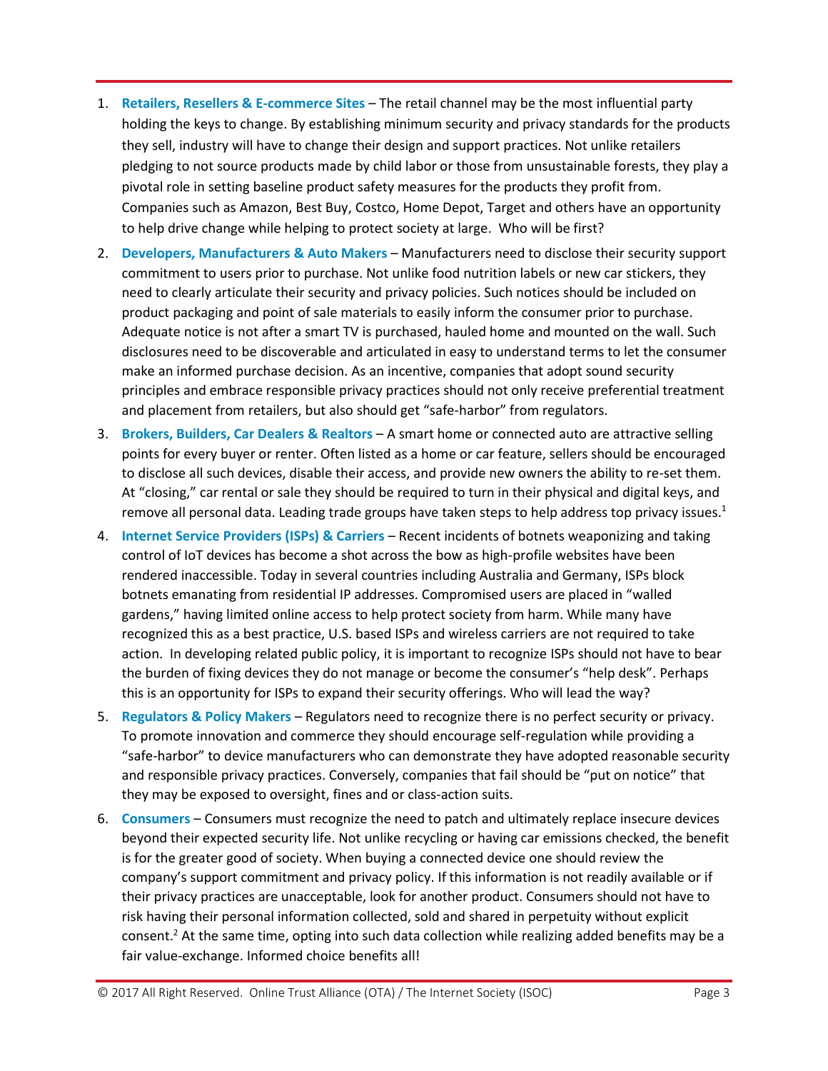1. **Retailers, Resellers & E-commerce Sites** – The retail channel may be the most influential party holding the keys to change. By establishing minimum security and privacy standards for the products they sell, industry will have to change their design and support practices. Not unlike retailers pledging to not source products made by child labor or those from unsustainable forests, they play a pivotal role in setting baseline product safety measures for the products they profit from. Companies such as Amazon, Best Buy, Costco, Home Depot, Target and others have an opportunity to help drive change while helping to protect society at large. Who will be first?

2. **Developers, Manufacturers & Auto Makers** – Manufacturers need to disclose their security support commitment to users prior to purchase. Not unlike food nutrition labels or new car stickers, they need to clearly articulate their security and privacy policies. Such notices should be included on product packaging and point of sale materials to easily inform the consumer prior to purchase. Adequate notice is not after a smart TV is purchased, hauled home and mounted on the wall. Such disclosures need to be discoverable and articulated in easy to understand terms to let the consumer make an informed purchase decision. As an incentive, companies that adopt sound security principles and embrace responsible privacy practices should not only receive preferential treatment and placement from retailers, but also should get "safe-harbor" from regulators.

3. **Brokers, Builders, Car Dealers & Realtors** – A smart home or connected auto are attractive selling points for every buyer or renter. Often listed as a home or car feature, sellers should be encouraged to disclose all such devices, disable their access, and provide new owners the ability to re-set them. At "closing," car rental or sale they should be required to turn in their physical and digital keys, and remove all personal data. Leading trade groups have taken steps to help address top privacy issues.[1]

4. **Internet Service Providers (ISPs) & Carriers** – Recent incidents of botnets weaponizing and taking control of IoT devices has become a shot across the bow as high-profile websites have been rendered inaccessible. Today in several countries including Australia and Germany, ISPs block botnets emanating from residential IP addresses. Compromised users are placed in "walled gardens," having limited online access to help protect society from harm. While many have recognized this as a best practice, U.S. based ISPs and wireless carriers are not required to take action. In developing related public policy, it is important to recognize ISPs should not have to bear the burden of fixing devices they do not manage or become the consumer's "help desk". Perhaps this is an opportunity for ISPs to expand their security offerings. Who will lead the way?

5. **Regulators & Policy Makers** – Regulators need to recognize there is no perfect security or privacy. To promote innovation and commerce they should encourage self-regulation while providing a "safe-harbor" to device manufacturers who can demonstrate they have adopted reasonable security and responsible privacy practices. Conversely, companies that fail should be "put on notice" that they may be exposed to oversight, fines and or class-action suits.

6. **Consumers** – Consumers must recognize the need to patch and ultimately replace insecure devices beyond their expected security life. Not unlike recycling or having car emissions checked, the benefit is for the greater good of society. When buying a connected device one should review the company's support commitment and privacy policy. If this information is not readily available or if their privacy practices are unacceptable, look for another product. Consumers should not have to risk having their personal information collected, sold and shared in perpetuity without explicit consent.[2] At the same time, opting into such data collection while realizing added benefits may be a fair value-exchange. Informed choice benefits all!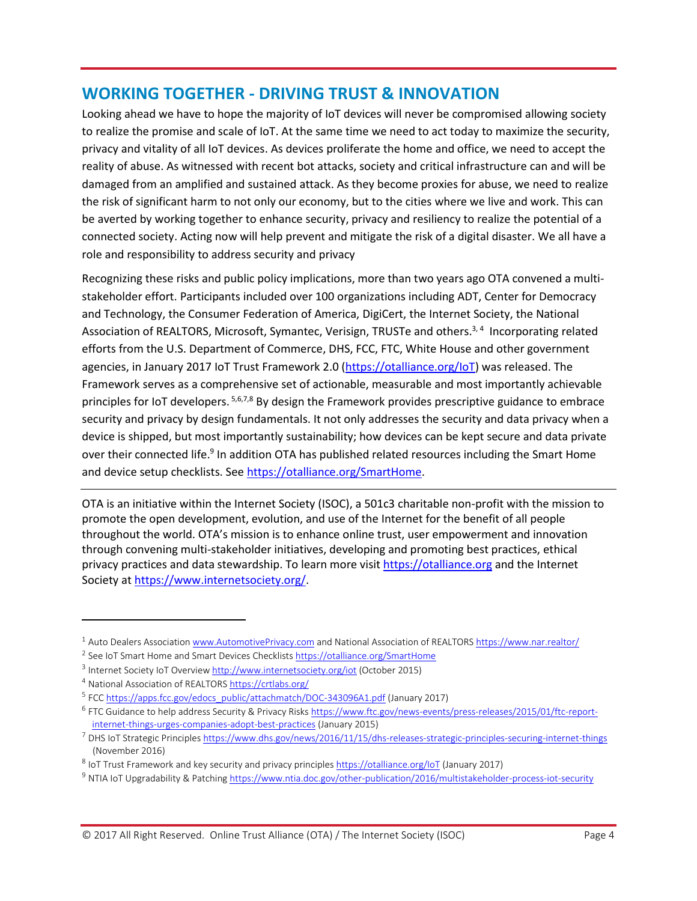## WORKING TOGETHER - DRIVING TRUST & INNOVATION

Looking ahead we have to hope the majority of IoT devices will never be compromised allowing society to realize the promise and scale of IoT. At the same time we need to act today to maximize the security, privacy and vitality of all IoT devices. As devices proliferate the home and office, we need to accept the reality of abuse. As witnessed with recent bot attacks, society and critical infrastructure can and will be damaged from an amplified and sustained attack. As they become proxies for abuse, we need to realize the risk of significant harm to not only our economy, but to the cities where we live and work. This can be averted by working together to enhance security, privacy and resiliency to realize the potential of a connected society. Acting now will help prevent and mitigate the risk of a digital disaster. We all have a role and responsibility to address security and privacy

Recognizing these risks and public policy implications, more than two years ago OTA convened a multi-stakeholder effort. Participants included over 100 organizations including ADT, Center for Democracy and Technology, the Consumer Federation of America, DigiCert, the Internet Society, the National Association of REALTORS, Microsoft, Symantec, Verisign, TRUSTe and others.[3, 4] Incorporating related efforts from the U.S. Department of Commerce, DHS, FCC, FTC, White House and other government agencies, in January 2017 IoT Trust Framework 2.0 (https://otalliance.org/IoT) was released. The Framework serves as a comprehensive set of actionable, measurable and most importantly achievable principles for IoT developers. [5,6,7,8] By design the Framework provides prescriptive guidance to embrace security and privacy by design fundamentals. It not only addresses the security and data privacy when a device is shipped, but most importantly sustainability; how devices can be kept secure and data private over their connected life.[9] In addition OTA has published related resources including the Smart Home and device setup checklists. See https://otalliance.org/SmartHome.

---

OTA is an initiative within the Internet Society (ISOC), a 501c3 charitable non-profit with the mission to promote the open development, evolution, and use of the Internet for the benefit of all people throughout the world. OTA's mission is to enhance online trust, user empowerment and innovation through convening multi-stakeholder initiatives, developing and promoting best practices, ethical privacy practices and data stewardship. To learn more visit https://otalliance.org and the Internet Society at https://www.internetsociety.org/.

---

[1] Auto Dealers Association www.AutomotivePrivacy.com and National Association of REALTORS https://www.nar.realtor/

[2] See IoT Smart Home and Smart Devices Checklists https://otalliance.org/SmartHome

[3] Internet Society IoT Overview http://www.internetsociety.org/iot (October 2015)

[4] National Association of REALTORS https://crtlabs.org/

[5] FCC https://apps.fcc.gov/edocs_public/attachmatch/DOC-343096A1.pdf (January 2017)

[6] FTC Guidance to help address Security & Privacy Risks https://www.ftc.gov/news-events/press-releases/2015/01/ftc-report-internet-things-urges-companies-adopt-best-practices (January 2015)

[7] DHS IoT Strategic Principles https://www.dhs.gov/news/2016/11/15/dhs-releases-strategic-principles-securing-internet-things (November 2016)

[8] IoT Trust Framework and key security and privacy principles https://otalliance.org/IoT (January 2017)

[9] NTIA IoT Upgradability & Patching https://www.ntia.doc.gov/other-publication/2016/multistakeholder-process-iot-security